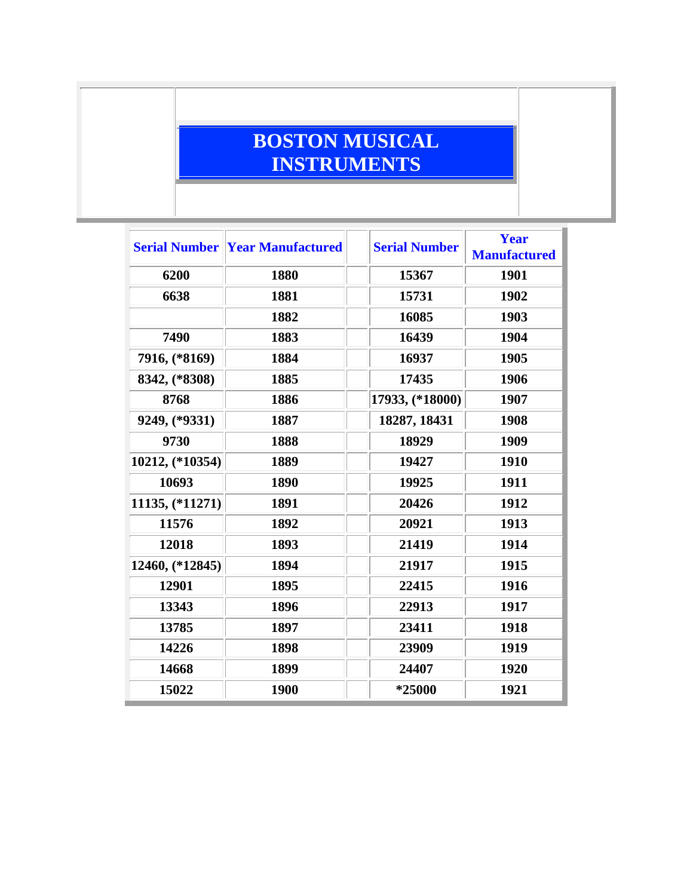# BOSTON MUSICAL INSTRUMENTS

| Serial Number | Year Manufactured | | Serial Number | Year Manufactured |
|---|---|---|---|---|
| 6200 | 1880 | | 15367 | 1901 |
| 6638 | 1881 | | 15731 | 1902 |
| | 1882 | | 16085 | 1903 |
| 7490 | 1883 | | 16439 | 1904 |
| 7916, (*8169) | 1884 | | 16937 | 1905 |
| 8342, (*8308) | 1885 | | 17435 | 1906 |
| 8768 | 1886 | | 17933, (*18000) | 1907 |
| 9249, (*9331) | 1887 | | 18287, 18431 | 1908 |
| 9730 | 1888 | | 18929 | 1909 |
| 10212, (*10354) | 1889 | | 19427 | 1910 |
| 10693 | 1890 | | 19925 | 1911 |
| 11135, (*11271) | 1891 | | 20426 | 1912 |
| 11576 | 1892 | | 20921 | 1913 |
| 12018 | 1893 | | 21419 | 1914 |
| 12460, (*12845) | 1894 | | 21917 | 1915 |
| 12901 | 1895 | | 22415 | 1916 |
| 13343 | 1896 | | 22913 | 1917 |
| 13785 | 1897 | | 23411 | 1918 |
| 14226 | 1898 | | 23909 | 1919 |
| 14668 | 1899 | | 24407 | 1920 |
| 15022 | 1900 | | *25000 | 1921 |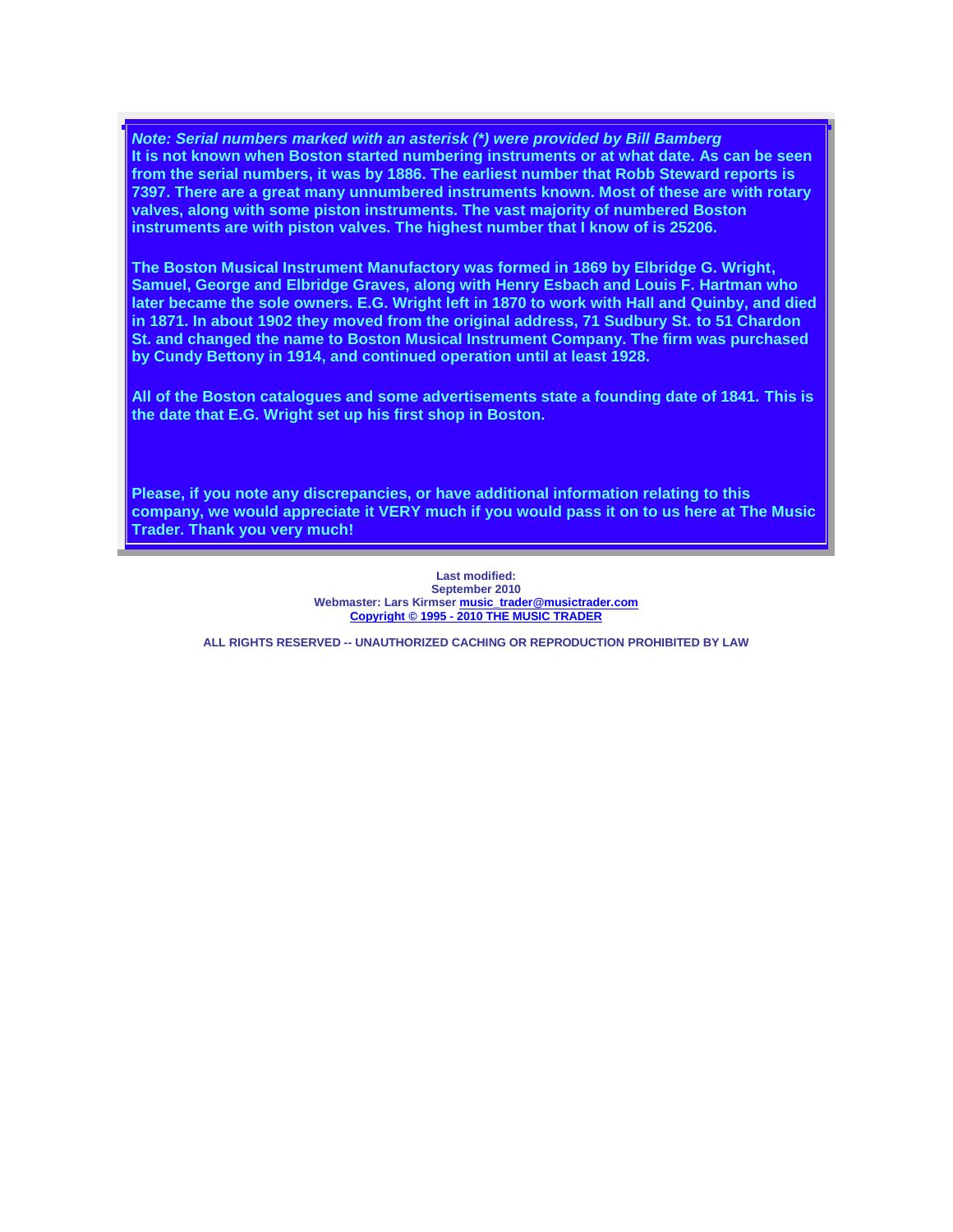*Note: Serial numbers marked with an asterisk (*) were provided by Bill Bamberg*

**It is not known when Boston started numbering instruments or at what date. As can be seen from the serial numbers, it was by 1886. The earliest number that Robb Steward reports is 7397. There are a great many unnumbered instruments known. Most of these are with rotary valves, along with some piston instruments. The vast majority of numbered Boston instruments are with piston valves. The highest number that I know of is 25206.**

**The Boston Musical Instrument Manufactory was formed in 1869 by Elbridge G. Wright, Samuel, George and Elbridge Graves, along with Henry Esbach and Louis F. Hartman who later became the sole owners. E.G. Wright left in 1870 to work with Hall and Quinby, and died in 1871. In about 1902 they moved from the original address, 71 Sudbury St. to 51 Chardon St. and changed the name to Boston Musical Instrument Company. The firm was purchased by Cundy Bettony in 1914, and continued operation until at least 1928.**

**All of the Boston catalogues and some advertisements state a founding date of 1841. This is the date that E.G. Wright set up his first shop in Boston.**

**Please, if you note any discrepancies, or have additional information relating to this company, we would appreciate it VERY much if you would pass it on to us here at The Music Trader. Thank you very much!**

**Last modified:**
**September 2010**
**Webmaster: Lars Kirmser music_trader@musictrader.com**
**Copyright © 1995 - 2010 THE MUSIC TRADER**

**ALL RIGHTS RESERVED -- UNAUTHORIZED CACHING OR REPRODUCTION PROHIBITED BY LAW**